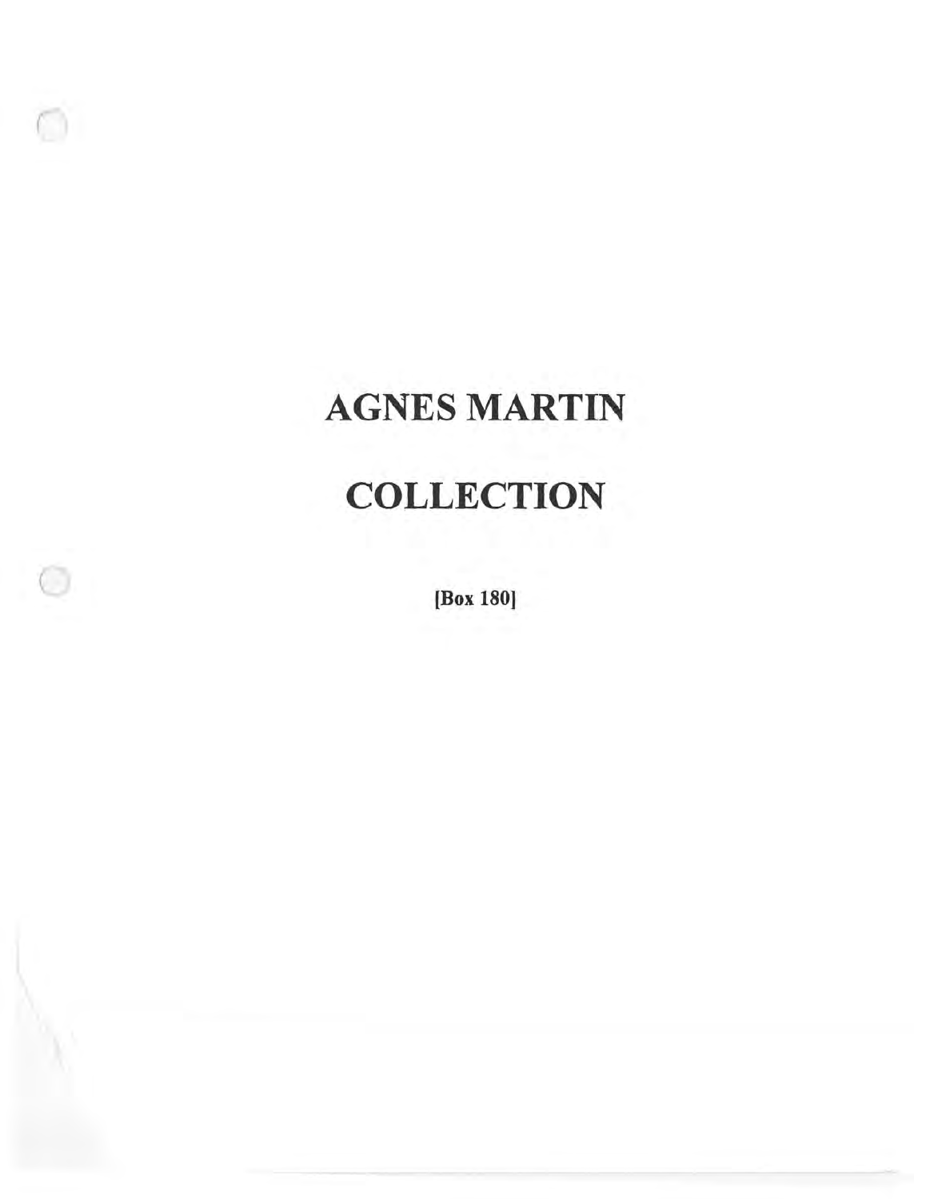# AGNES MARTIN

# COLLECTION

**[Box 180]**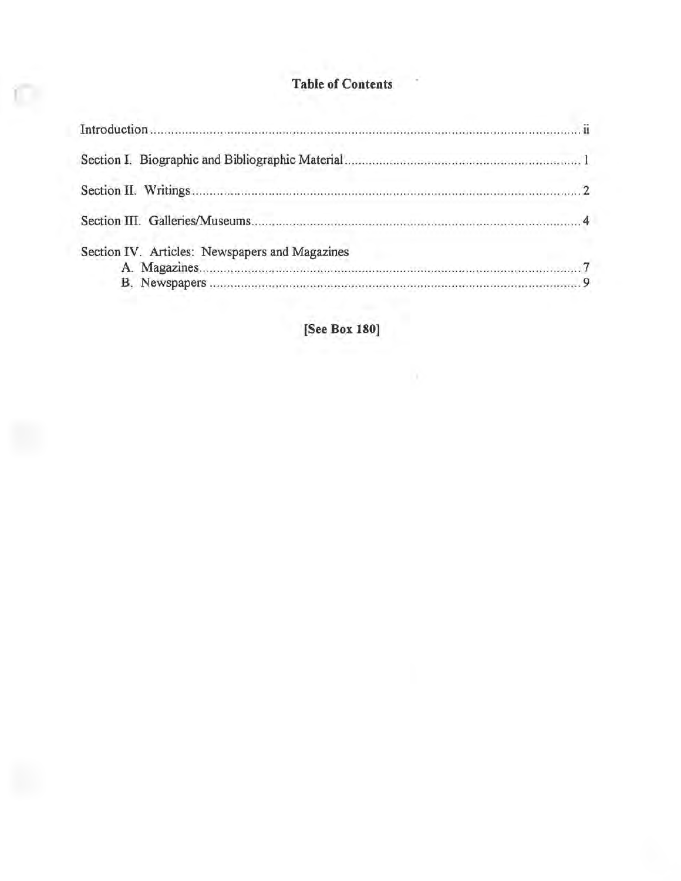# Table of Contents

Introduction .................................................................................................................... ii

Section I. Biographic and Bibliographic Material .................................................................. 1

Section II. Writings ............................................................................................................. 2

Section III. Galleries/Museums ............................................................................................. 4

Section IV. Articles: Newspapers and Magazines
- A. Magazines ................................................................................................................. 7
- B. Newspapers .............................................................................................................. 9

**[See Box 180]**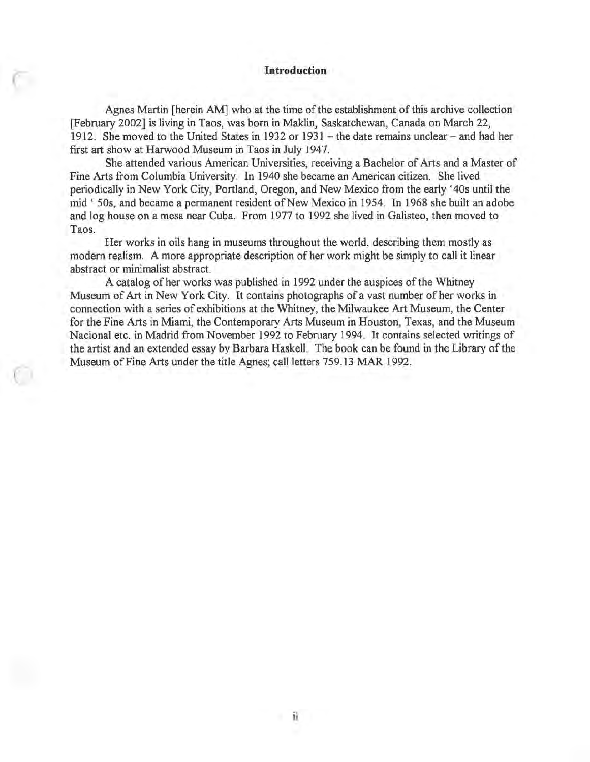## Introduction

Agnes Martin [herein AM] who at the time of the establishment of this archive collection [February 2002] is living in Taos, was born in Maklin, Saskatchewan, Canada on March 22, 1912. She moved to the United States in 1932 or 1931 – the date remains unclear – and had her first art show at Harwood Museum in Taos in July 1947.

She attended various American Universities, receiving a Bachelor of Arts and a Master of Fine Arts from Columbia University. In 1940 she became an American citizen. She lived periodically in New York City, Portland, Oregon, and New Mexico from the early '40s until the mid ' 50s, and became a permanent resident of New Mexico in 1954. In 1968 she built an adobe and log house on a mesa near Cuba. From 1977 to 1992 she lived in Galisteo, then moved to Taos.

Her works in oils hang in museums throughout the world, describing them mostly as modern realism. A more appropriate description of her work might be simply to call it linear abstract or minimalist abstract.

A catalog of her works was published in 1992 under the auspices of the Whitney Museum of Art in New York City. It contains photographs of a vast number of her works in connection with a series of exhibitions at the Whitney, the Milwaukee Art Museum, the Center for the Fine Arts in Miami, the Contemporary Arts Museum in Houston, Texas, and the Museum Nacional etc. in Madrid from November 1992 to February 1994. It contains selected writings of the artist and an extended essay by Barbara Haskell. The book can be found in the Library of the Museum of Fine Arts under the title Agnes; call letters 759.13 MAR 1992.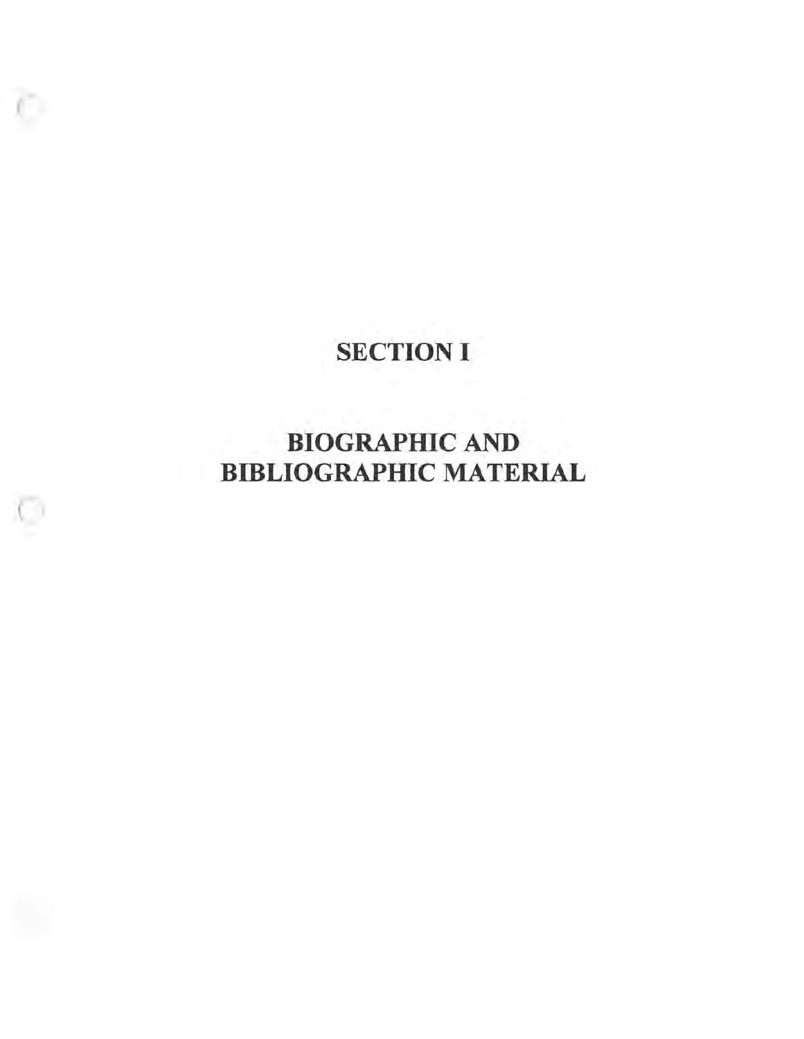# SECTION I

# BIOGRAPHIC AND BIBLIOGRAPHIC MATERIAL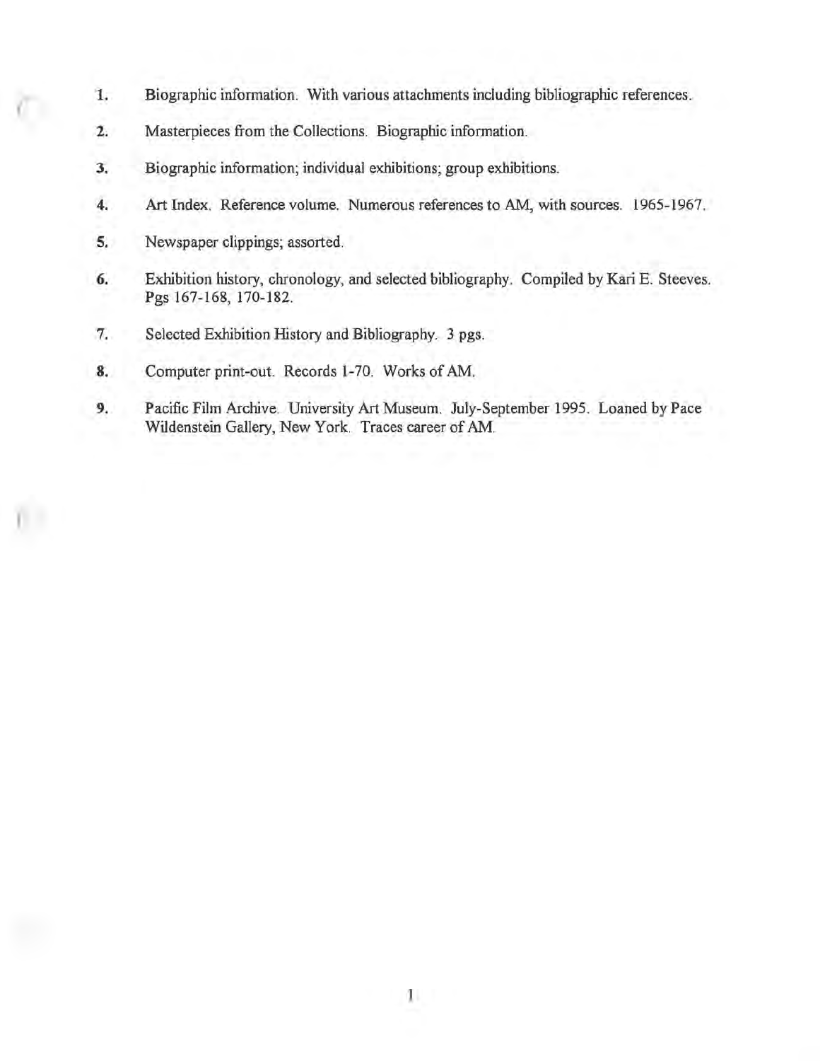1. Biographic information. With various attachments including bibliographic references.
2. Masterpieces from the Collections. Biographic information.
3. Biographic information; individual exhibitions; group exhibitions.
4. Art Index. Reference volume. Numerous references to AM, with sources. 1965-1967.
5. Newspaper clippings; assorted.
6. Exhibition history, chronology, and selected bibliography. Compiled by Kari E. Steeves. Pgs 167-168, 170-182.
7. Selected Exhibition History and Bibliography. 3 pgs.
8. Computer print-out. Records 1-70. Works of AM.
9. Pacific Film Archive. University Art Museum. July-September 1995. Loaned by Pace Wildenstein Gallery, New York. Traces career of AM.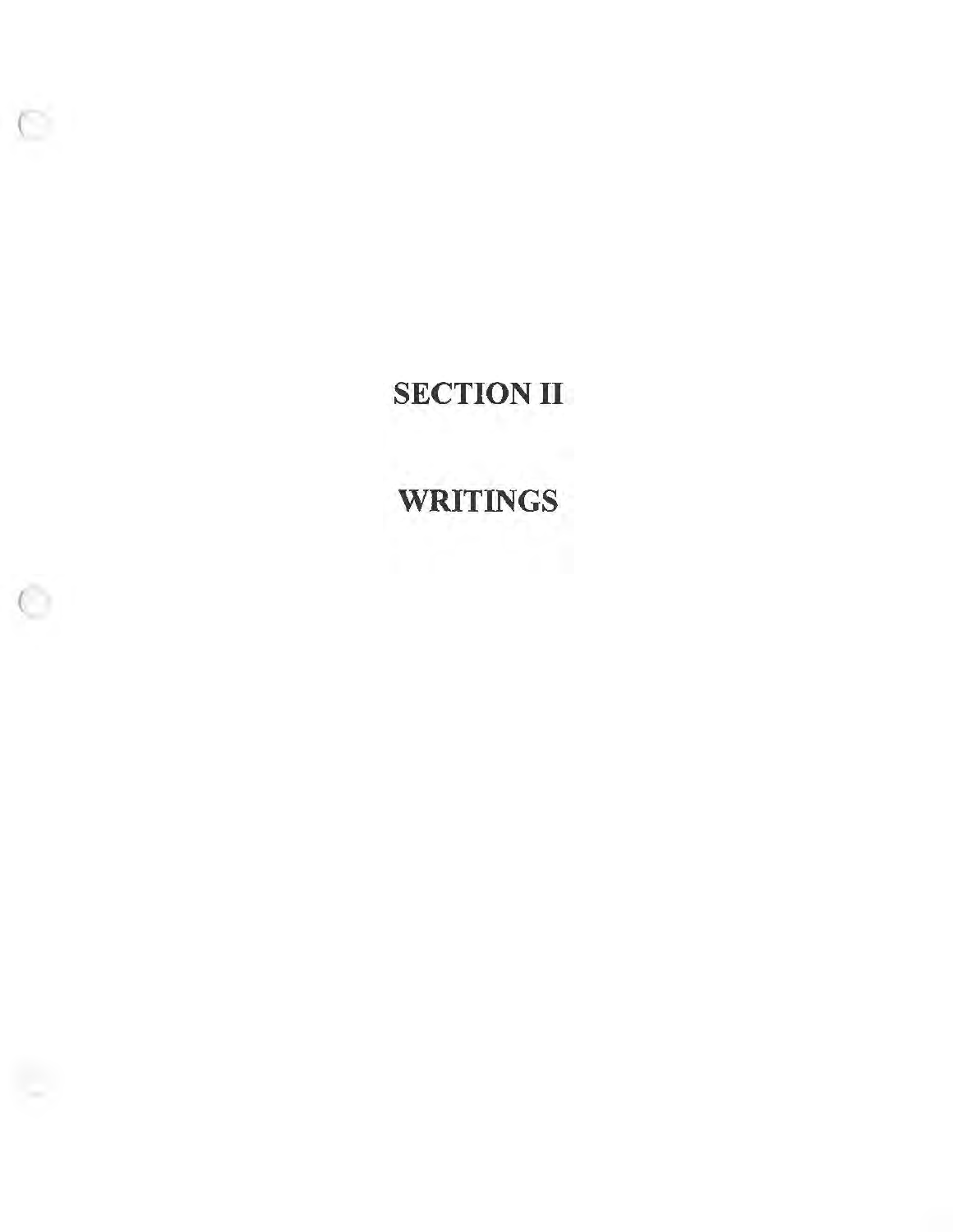# SECTION II

# WRITINGS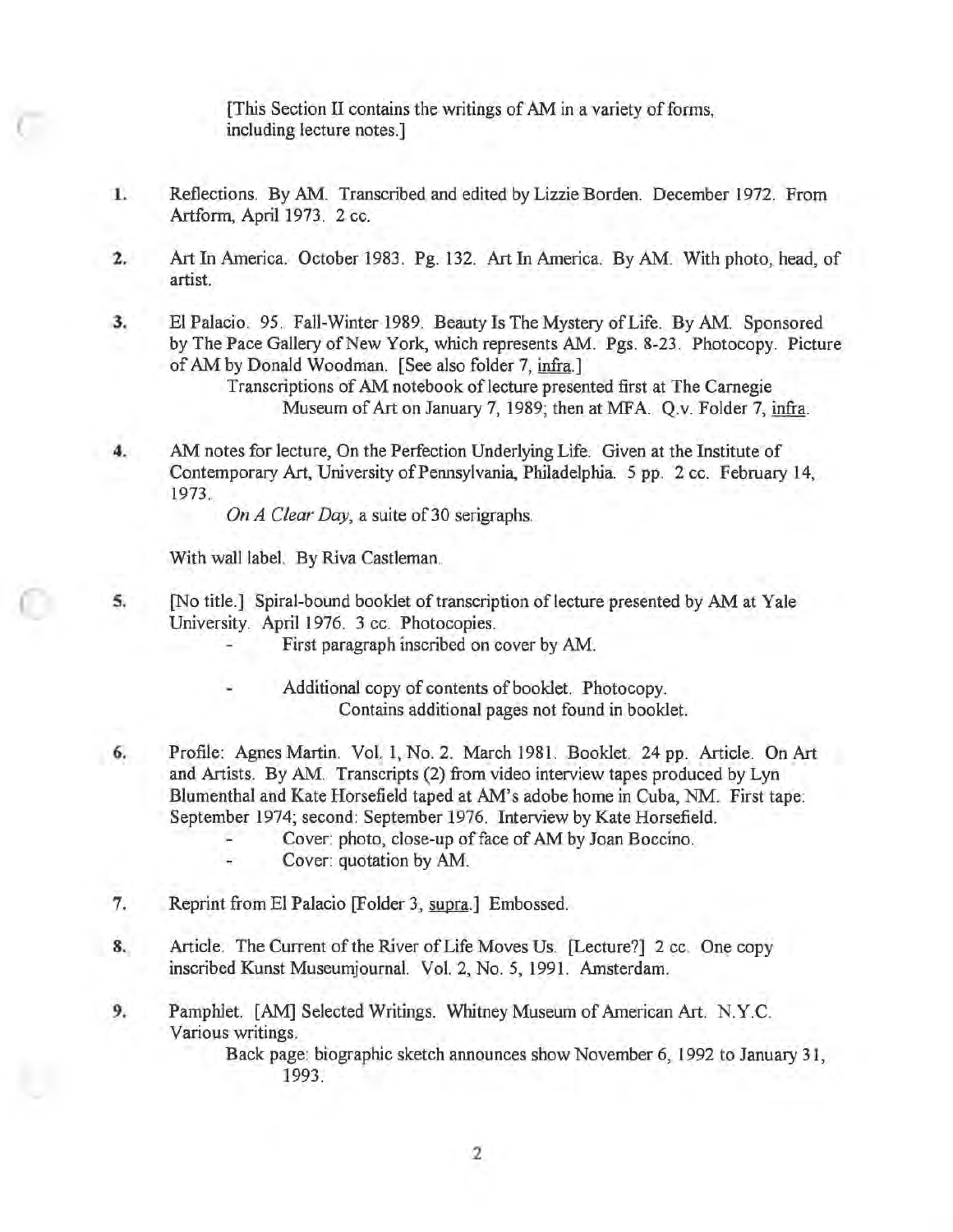[This Section II contains the writings of AM in a variety of forms, including lecture notes.]

1. Reflections. By AM. Transcribed and edited by Lizzie Borden. December 1972. From Artform, April 1973. 2 cc.

2. Art In America. October 1983. Pg. 132. Art In America. By AM. With photo, head, of artist.

3. El Palacio. 95. Fall-Winter 1989. Beauty Is The Mystery of Life. By AM. Sponsored by The Pace Gallery of New York, which represents AM. Pgs. 8-23. Photocopy. Picture of AM by Donald Woodman. [See also folder 7, <u>infra</u>.]

   Transcriptions of AM notebook of lecture presented first at The Carnegie Museum of Art on January 7, 1989; then at MFA. Q.v. Folder 7, <u>infra</u>.

4. AM notes for lecture, On the Perfection Underlying Life. Given at the Institute of Contemporary Art, University of Pennsylvania, Philadelphia. 5 pp. 2 cc. February 14, 1973.

   *On A Clear Day*, a suite of 30 serigraphs.

   With wall label. By Riva Castleman.

5. [No title.] Spiral-bound booklet of transcription of lecture presented by AM at Yale University. April 1976. 3 cc. Photocopies.
   - First paragraph inscribed on cover by AM.
   - Additional copy of contents of booklet. Photocopy.
     Contains additional pages not found in booklet.

6. Profile: Agnes Martin. Vol. 1, No. 2. March 1981. Booklet. 24 pp. Article. On Art and Artists. By AM. Transcripts (2) from video interview tapes produced by Lyn Blumenthal and Kate Horsefield taped at AM's adobe home in Cuba, NM. First tape: September 1974; second: September 1976. Interview by Kate Horsefield.
   - Cover: photo, close-up of face of AM by Joan Boccino.
   - Cover: quotation by AM.

7. Reprint from El Palacio [Folder 3, <u>supra</u>.] Embossed.

8. Article. The Current of the River of Life Moves Us. [Lecture?] 2 cc. One copy inscribed Kunst Museumjournal. Vol. 2, No. 5, 1991. Amsterdam.

9. Pamphlet. [AM] Selected Writings. Whitney Museum of American Art. N.Y.C. Various writings.

   Back page: biographic sketch announces show November 6, 1992 to January 31, 1993.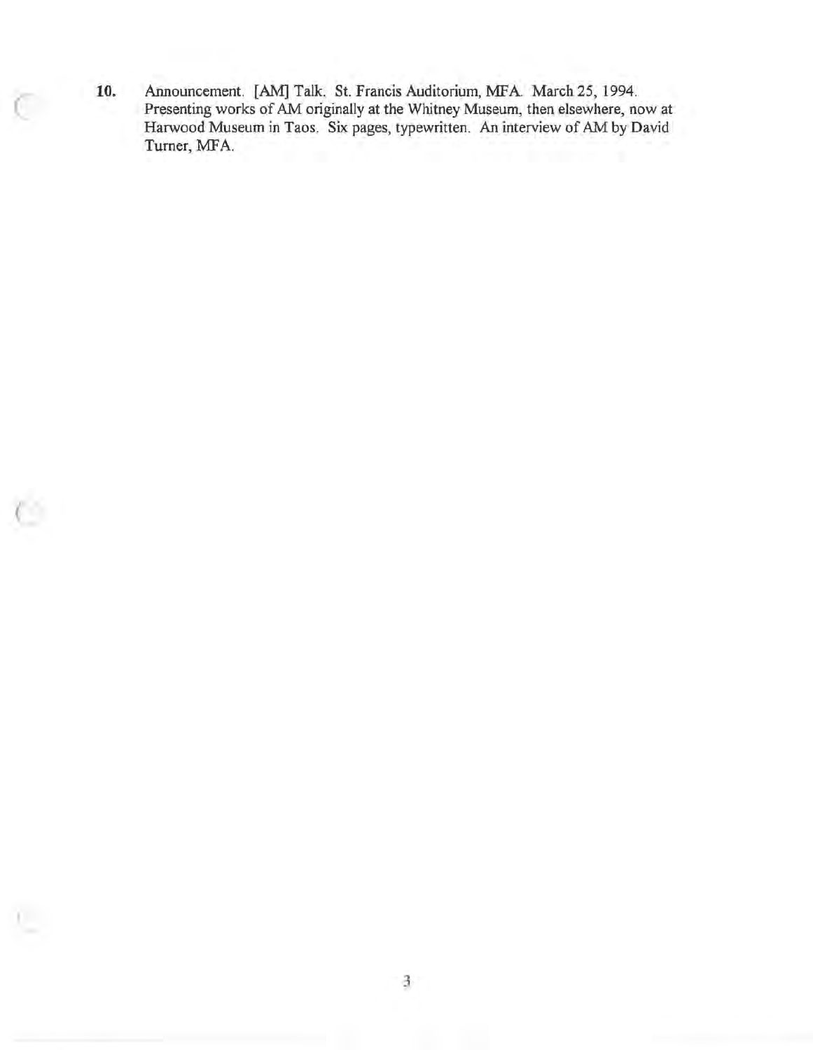10. Announcement. [AM] Talk. St. Francis Auditorium, MFA. March 25, 1994. Presenting works of AM originally at the Whitney Museum, then elsewhere, now at Harwood Museum in Taos. Six pages, typewritten. An interview of AM by David Turner, MFA.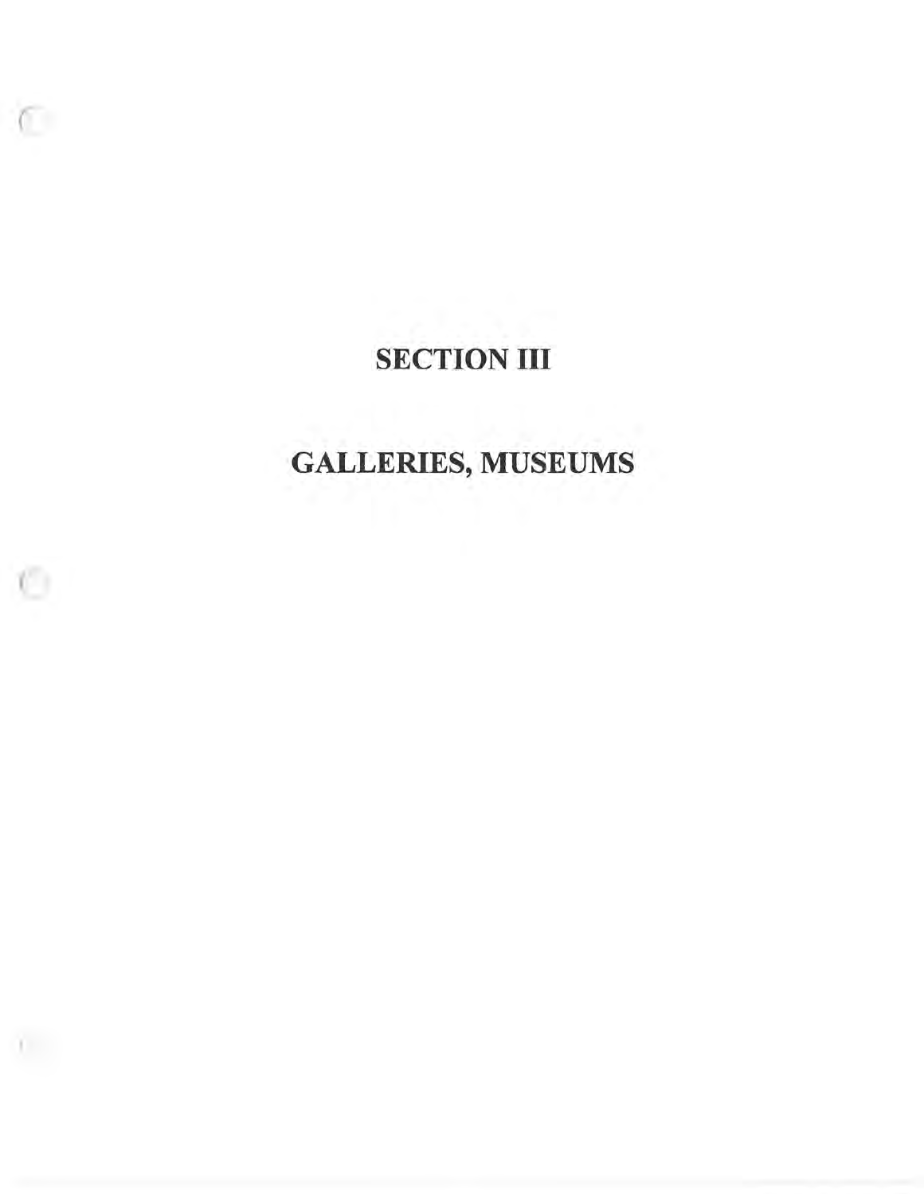# SECTION III

# GALLERIES, MUSEUMS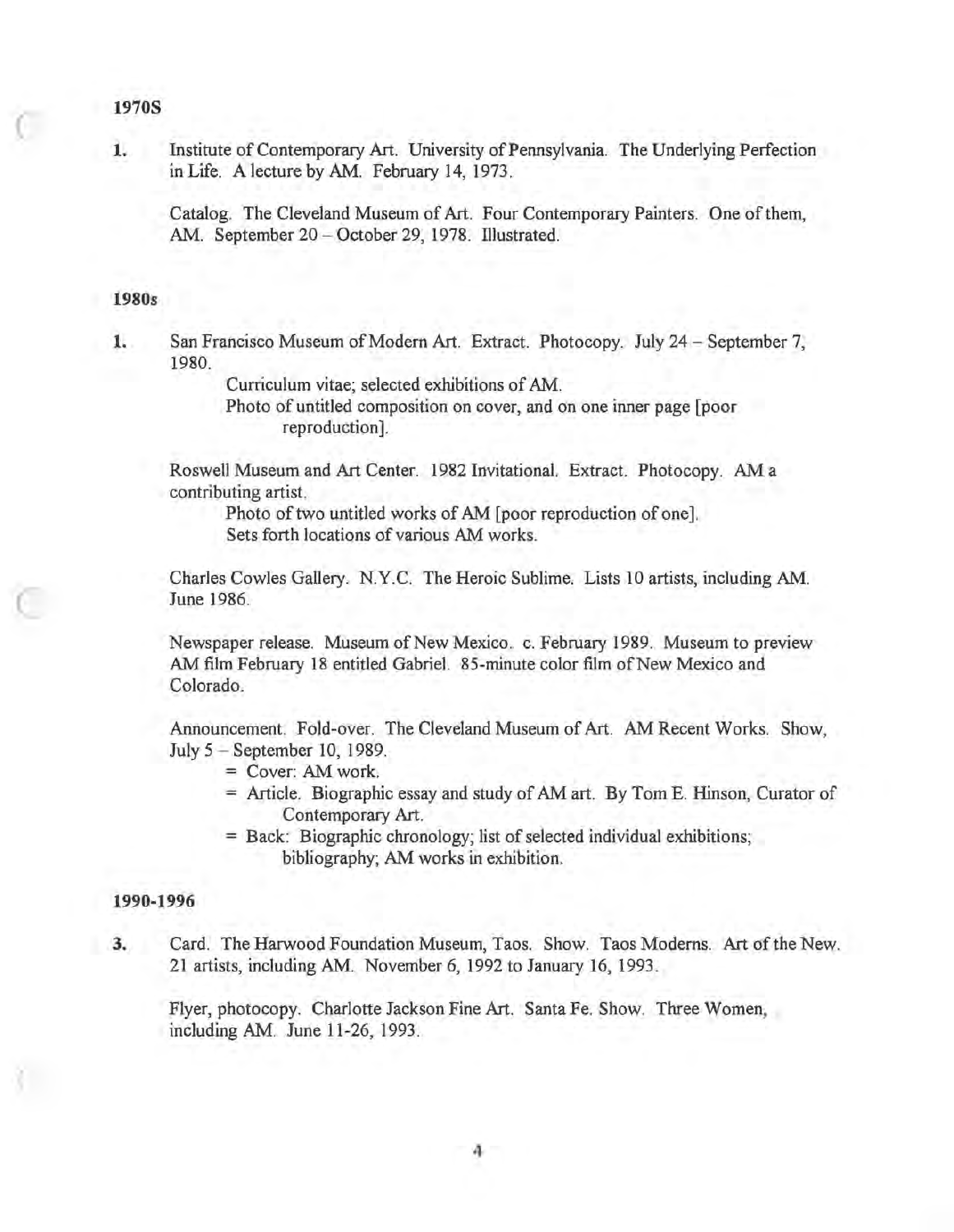**1970S**

1. Institute of Contemporary Art. University of Pennsylvania. The Underlying Perfection in Life. A lecture by AM. February 14, 1973.

   Catalog. The Cleveland Museum of Art. Four Contemporary Painters. One of them, AM. September 20 – October 29, 1978. Illustrated.

**1980s**

1. San Francisco Museum of Modern Art. Extract. Photocopy. July 24 – September 7, 1980.

   Curriculum vitae; selected exhibitions of AM.
   Photo of untitled composition on cover, and on one inner page [poor reproduction].

   Roswell Museum and Art Center. 1982 Invitational. Extract. Photocopy. AM a contributing artist.

   Photo of two untitled works of AM [poor reproduction of one].
   Sets forth locations of various AM works.

   Charles Cowles Gallery. N.Y.C. The Heroic Sublime. Lists 10 artists, including AM. June 1986.

   Newspaper release. Museum of New Mexico. c. February 1989. Museum to preview AM film February 18 entitled Gabriel. 85-minute color film of New Mexico and Colorado.

   Announcement. Fold-over. The Cleveland Museum of Art. AM Recent Works. Show, July 5 – September 10, 1989.

   = Cover: AM work.
   = Article. Biographic essay and study of AM art. By Tom E. Hinson, Curator of Contemporary Art.
   = Back: Biographic chronology; list of selected individual exhibitions; bibliography; AM works in exhibition.

**1990-1996**

3. Card. The Harwood Foundation Museum, Taos. Show. Taos Moderns. Art of the New. 21 artists, including AM. November 6, 1992 to January 16, 1993.

   Flyer, photocopy. Charlotte Jackson Fine Art. Santa Fe. Show. Three Women, including AM. June 11-26, 1993.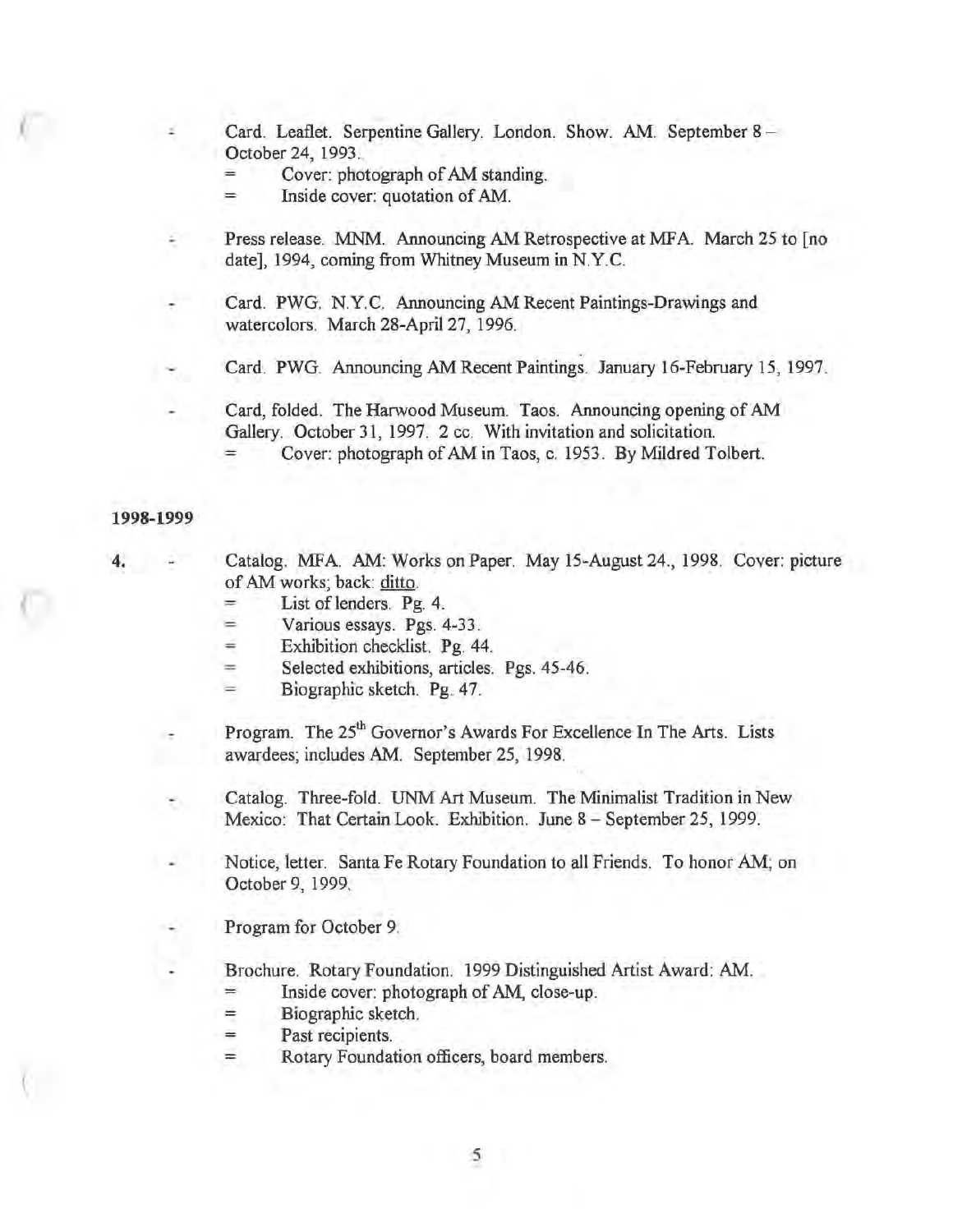- Card. Leaflet. Serpentine Gallery. London. Show. AM. September 8 – October 24, 1993.
  - = Cover: photograph of AM standing.
  - = Inside cover: quotation of AM.

- Press release. MNM. Announcing AM Retrospective at MFA. March 25 to [no date], 1994, coming from Whitney Museum in N.Y.C.

- Card. PWG. N.Y.C. Announcing AM Recent Paintings-Drawings and watercolors. March 28-April 27, 1996.

- Card. PWG. Announcing AM Recent Paintings. January 16-February 15, 1997.

- Card, folded. The Harwood Museum. Taos. Announcing opening of AM Gallery. October 31, 1997. 2 cc. With invitation and solicitation.
  - = Cover: photograph of AM in Taos, c. 1953. By Mildred Tolbert.

**1998-1999**

**4.**

- Catalog. MFA. AM: Works on Paper. May 15-August 24., 1998. Cover: picture of AM works; back: ditto.
  - = List of lenders. Pg. 4.
  - = Various essays. Pgs. 4-33.
  - = Exhibition checklist. Pg. 44.
  - = Selected exhibitions, articles. Pgs. 45-46.
  - = Biographic sketch. Pg. 47.

- Program. The 25th Governor's Awards For Excellence In The Arts. Lists awardees; includes AM. September 25, 1998.

- Catalog. Three-fold. UNM Art Museum. The Minimalist Tradition in New Mexico: That Certain Look. Exhibition. June 8 – September 25, 1999.

- Notice, letter. Santa Fe Rotary Foundation to all Friends. To honor AM; on October 9, 1999.

- Program for October 9.

- Brochure. Rotary Foundation. 1999 Distinguished Artist Award: AM.
  - = Inside cover: photograph of AM, close-up.
  - = Biographic sketch.
  - = Past recipients.
  - = Rotary Foundation officers, board members.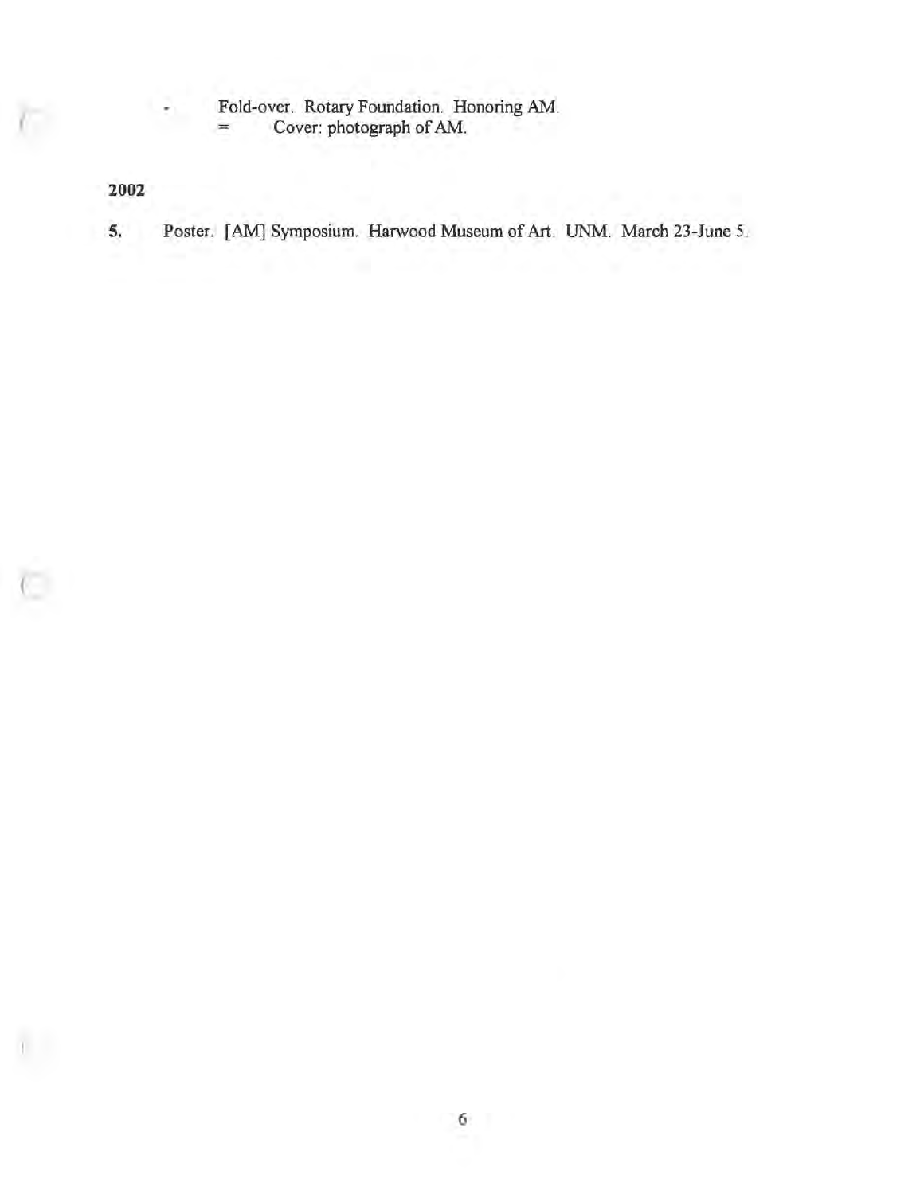- Fold-over. Rotary Foundation. Honoring AM.
  = Cover: photograph of AM.

**2002**

**5.** Poster. [AM] Symposium. Harwood Museum of Art. UNM. March 23-June 5.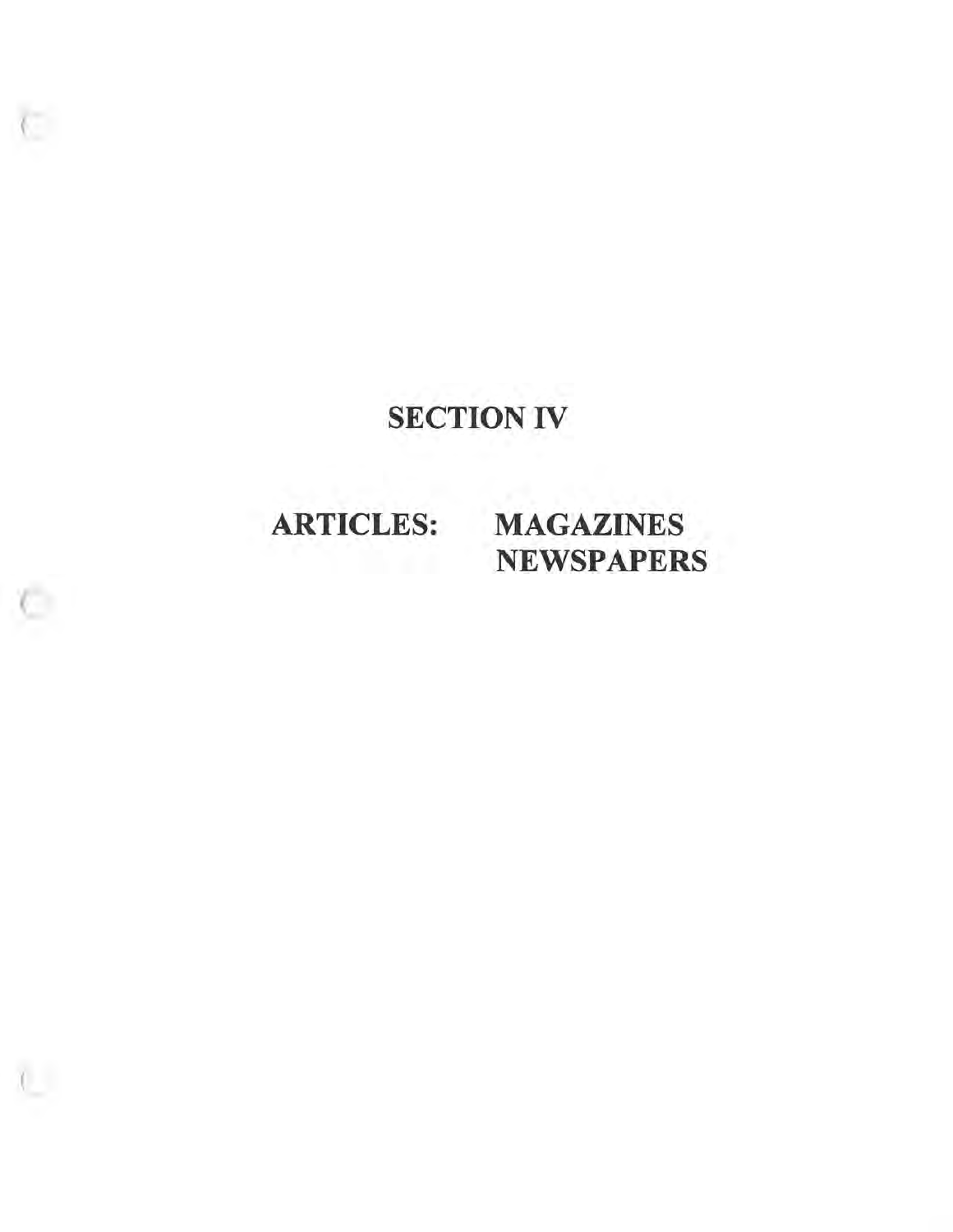# SECTION IV

## ARTICLES: MAGAZINES
## NEWSPAPERS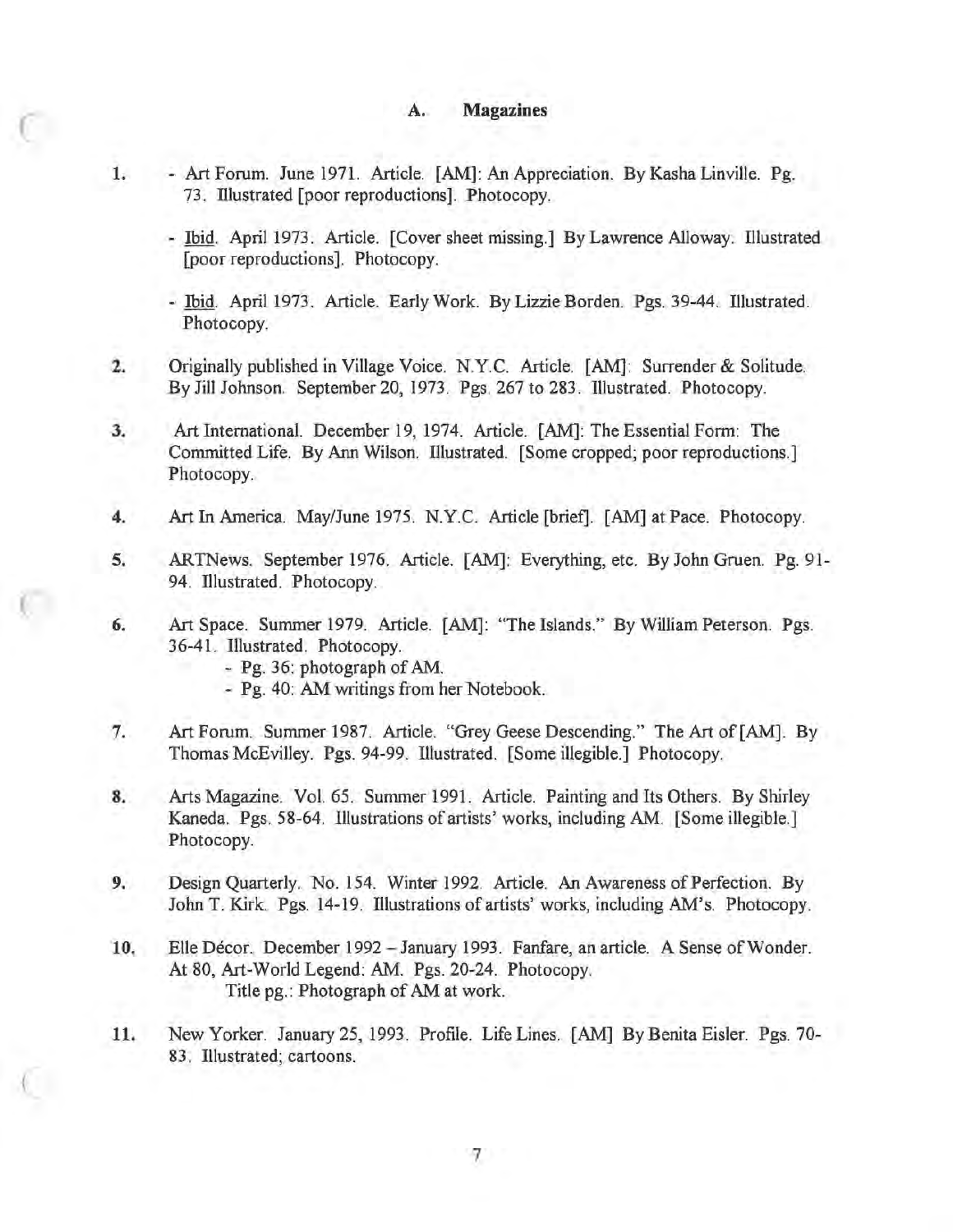## A. Magazines

1. - Art Forum. June 1971. Article. [AM]: An Appreciation. By Kasha Linville. Pg. 73. Illustrated [poor reproductions]. Photocopy.

   - Ibid. April 1973. Article. [Cover sheet missing.] By Lawrence Alloway. Illustrated [poor reproductions]. Photocopy.

   - Ibid. April 1973. Article. Early Work. By Lizzie Borden. Pgs. 39-44. Illustrated. Photocopy.

2. Originally published in Village Voice. N.Y.C. Article. [AM]: Surrender & Solitude. By Jill Johnson. September 20, 1973. Pgs. 267 to 283. Illustrated. Photocopy.

3. Art International. December 19, 1974. Article. [AM]: The Essential Form: The Committed Life. By Ann Wilson. Illustrated. [Some cropped; poor reproductions.] Photocopy.

4. Art In America. May/June 1975. N.Y.C. Article [brief]. [AM] at Pace. Photocopy.

5. ARTNews. September 1976. Article. [AM]: Everything, etc. By John Gruen. Pg. 91-94. Illustrated. Photocopy.

6. Art Space. Summer 1979. Article. [AM]: "The Islands." By William Peterson. Pgs. 36-41. Illustrated. Photocopy.
   - Pg. 36: photograph of AM.
   - Pg. 40: AM writings from her Notebook.

7. Art Forum. Summer 1987. Article. "Grey Geese Descending." The Art of [AM]. By Thomas McEvilley. Pgs. 94-99. Illustrated. [Some illegible.] Photocopy.

8. Arts Magazine. Vol. 65. Summer 1991. Article. Painting and Its Others. By Shirley Kaneda. Pgs. 58-64. Illustrations of artists' works, including AM. [Some illegible.] Photocopy.

9. Design Quarterly. No. 154. Winter 1992. Article. An Awareness of Perfection. By John T. Kirk. Pgs. 14-19. Illustrations of artists' works, including AM's. Photocopy.

10. Elle Décor. December 1992 – January 1993. Fanfare, an article. A Sense of Wonder. At 80, Art-World Legend: AM. Pgs. 20-24. Photocopy.
    Title pg.: Photograph of AM at work.

11. New Yorker. January 25, 1993. Profile. Life Lines. [AM] By Benita Eisler. Pgs. 70-83. Illustrated; cartoons.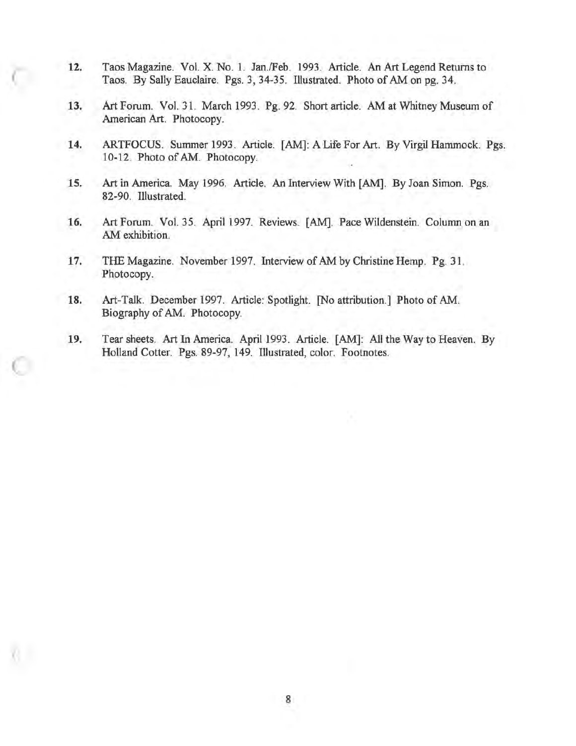12. Taos Magazine. Vol. X. No. 1. Jan./Feb. 1993. Article. An Art Legend Returns to Taos. By Sally Eauclaire. Pgs. 3, 34-35. Illustrated. Photo of AM on pg. 34.

13. Art Forum. Vol. 31. March 1993. Pg. 92. Short article. AM at Whitney Museum of American Art. Photocopy.

14. ARTFOCUS. Summer 1993. Article. [AM]: A Life For Art. By Virgil Hammock. Pgs. 10-12. Photo of AM. Photocopy.

15. Art in America. May 1996. Article. An Interview With [AM]. By Joan Simon. Pgs. 82-90. Illustrated.

16. Art Forum. Vol. 35. April 1997. Reviews. [AM]. Pace Wildenstein. Column on an AM exhibition.

17. THE Magazine. November 1997. Interview of AM by Christine Hemp. Pg. 31. Photocopy.

18. Art-Talk. December 1997. Article: Spotlight. [No attribution.] Photo of AM. Biography of AM. Photocopy.

19. Tear sheets. Art In America. April 1993. Article. [AM]: All the Way to Heaven. By Holland Cotter. Pgs. 89-97, 149. Illustrated, color. Footnotes.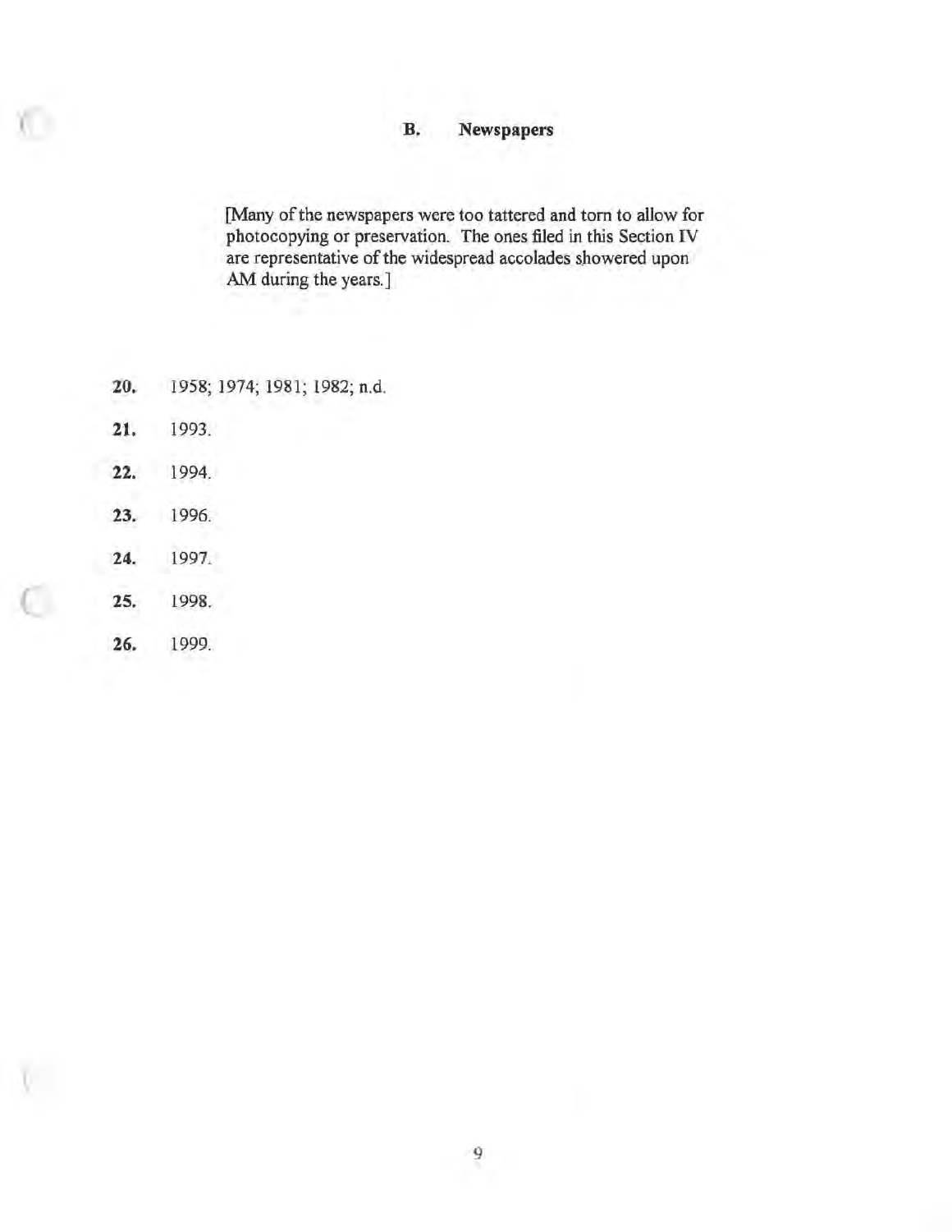## B. Newspapers

[Many of the newspapers were too tattered and torn to allow for photocopying or preservation. The ones filed in this Section IV are representative of the widespread accolades showered upon AM during the years.]

**20.** 1958; 1974; 1981; 1982; n.d.

**21.** 1993.

**22.** 1994.

**23.** 1996.

**24.** 1997.

**25.** 1998.

**26.** 1999.